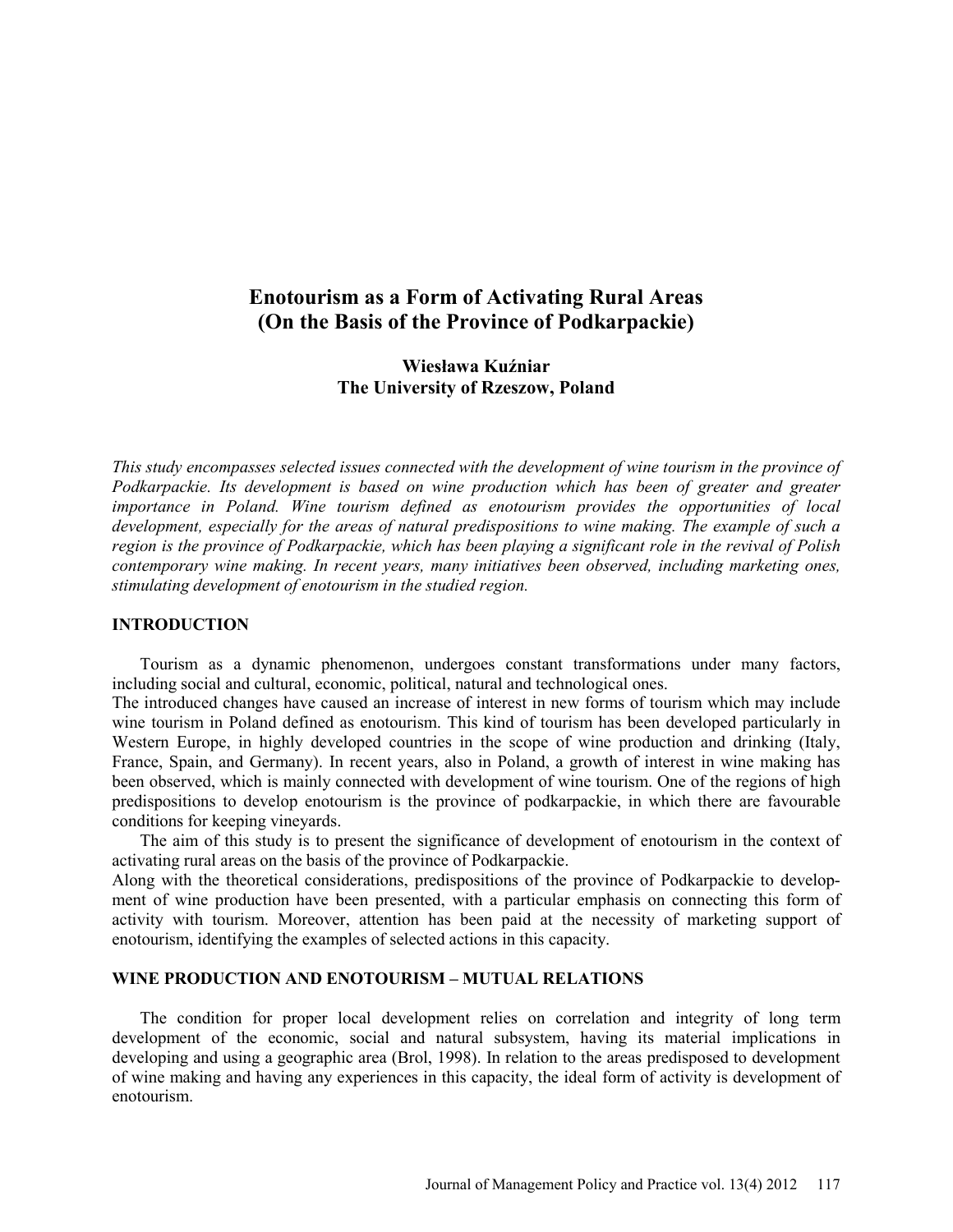# Enotourism as a Form of Activating Rural Areas (On the Basis of the Province of Podkarpackie)

**Wiesława Kuźniar**
**The University of Rzeszow, Poland**

*This study encompasses selected issues connected with the development of wine tourism in the province of Podkarpackie. Its development is based on wine production which has been of greater and greater importance in Poland. Wine tourism defined as enotourism provides the opportunities of local development, especially for the areas of natural predispositions to wine making. The example of such a region is the province of Podkarpackie, which has been playing a significant role in the revival of Polish contemporary wine making. In recent years, many initiatives been observed, including marketing ones, stimulating development of enotourism in the studied region.*

## INTRODUCTION

Tourism as a dynamic phenomenon, undergoes constant transformations under many factors, including social and cultural, economic, political, natural and technological ones.
The introduced changes have caused an increase of interest in new forms of tourism which may include wine tourism in Poland defined as enotourism. This kind of tourism has been developed particularly in Western Europe, in highly developed countries in the scope of wine production and drinking (Italy, France, Spain, and Germany). In recent years, also in Poland, a growth of interest in wine making has been observed, which is mainly connected with development of wine tourism. One of the regions of high predispositions to develop enotourism is the province of podkarpackie, in which there are favourable conditions for keeping vineyards.

The aim of this study is to present the significance of development of enotourism in the context of activating rural areas on the basis of the province of Podkarpackie.
Along with the theoretical considerations, predispositions of the province of Podkarpackie to development of wine production have been presented, with a particular emphasis on connecting this form of activity with tourism. Moreover, attention has been paid at the necessity of marketing support of enotourism, identifying the examples of selected actions in this capacity.

## WINE PRODUCTION AND ENOTOURISM – MUTUAL RELATIONS

The condition for proper local development relies on correlation and integrity of long term development of the economic, social and natural subsystem, having its material implications in developing and using a geographic area (Brol, 1998). In relation to the areas predisposed to development of wine making and having any experiences in this capacity, the ideal form of activity is development of enotourism.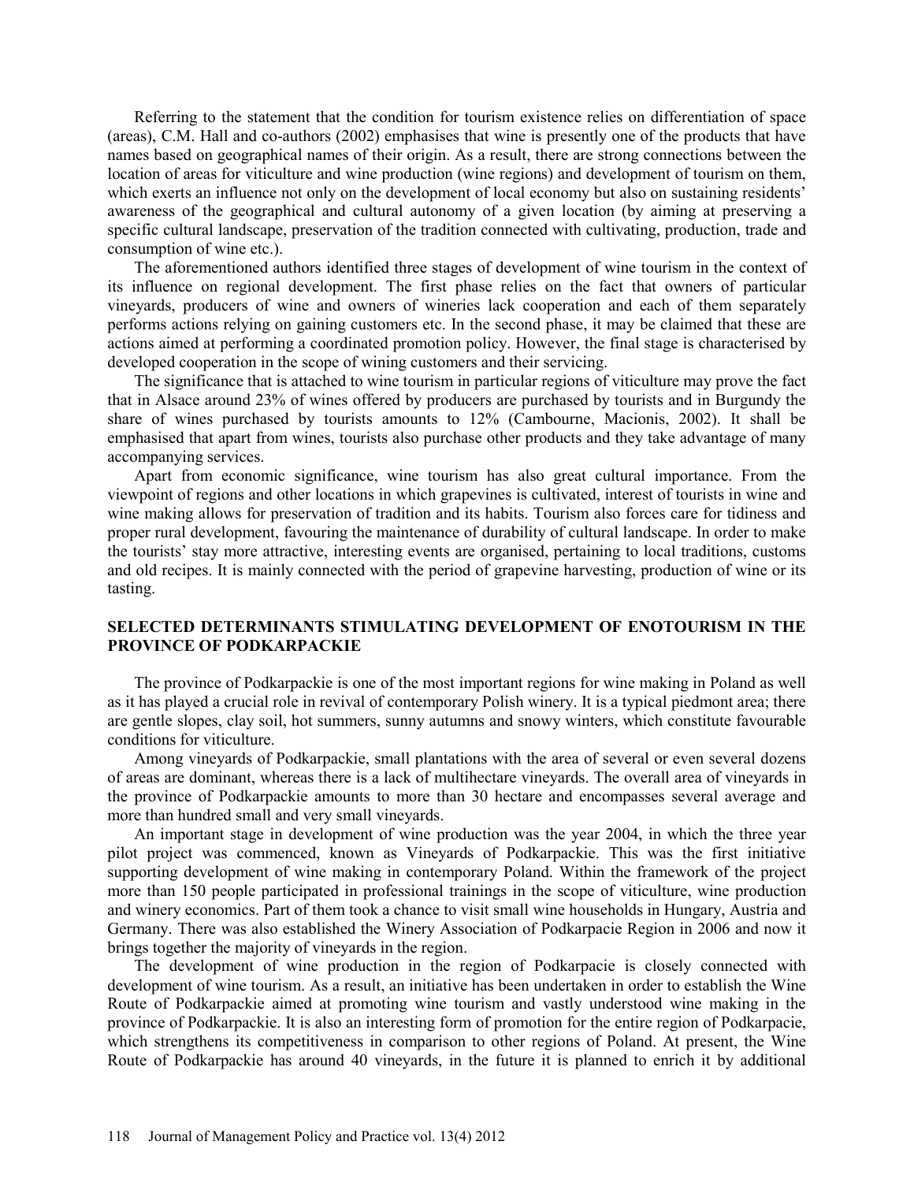Referring to the statement that the condition for tourism existence relies on differentiation of space (areas), C.M. Hall and co-authors (2002) emphasises that wine is presently one of the products that have names based on geographical names of their origin. As a result, there are strong connections between the location of areas for viticulture and wine production (wine regions) and development of tourism on them, which exerts an influence not only on the development of local economy but also on sustaining residents' awareness of the geographical and cultural autonomy of a given location (by aiming at preserving a specific cultural landscape, preservation of the tradition connected with cultivating, production, trade and consumption of wine etc.).

The aforementioned authors identified three stages of development of wine tourism in the context of its influence on regional development. The first phase relies on the fact that owners of particular vineyards, producers of wine and owners of wineries lack cooperation and each of them separately performs actions relying on gaining customers etc. In the second phase, it may be claimed that these are actions aimed at performing a coordinated promotion policy. However, the final stage is characterised by developed cooperation in the scope of wining customers and their servicing.

The significance that is attached to wine tourism in particular regions of viticulture may prove the fact that in Alsace around 23% of wines offered by producers are purchased by tourists and in Burgundy the share of wines purchased by tourists amounts to 12% (Cambourne, Macionis, 2002). It shall be emphasised that apart from wines, tourists also purchase other products and they take advantage of many accompanying services.

Apart from economic significance, wine tourism has also great cultural importance. From the viewpoint of regions and other locations in which grapevines is cultivated, interest of tourists in wine and wine making allows for preservation of tradition and its habits. Tourism also forces care for tidiness and proper rural development, favouring the maintenance of durability of cultural landscape. In order to make the tourists' stay more attractive, interesting events are organised, pertaining to local traditions, customs and old recipes. It is mainly connected with the period of grapevine harvesting, production of wine or its tasting.

## SELECTED DETERMINANTS STIMULATING DEVELOPMENT OF ENOTOURISM IN THE PROVINCE OF PODKARPACKIE

The province of Podkarpackie is one of the most important regions for wine making in Poland as well as it has played a crucial role in revival of contemporary Polish winery. It is a typical piedmont area; there are gentle slopes, clay soil, hot summers, sunny autumns and snowy winters, which constitute favourable conditions for viticulture.

Among vineyards of Podkarpackie, small plantations with the area of several or even several dozens of areas are dominant, whereas there is a lack of multihectare vineyards. The overall area of vineyards in the province of Podkarpackie amounts to more than 30 hectare and encompasses several average and more than hundred small and very small vineyards.

An important stage in development of wine production was the year 2004, in which the three year pilot project was commenced, known as Vineyards of Podkarpackie. This was the first initiative supporting development of wine making in contemporary Poland. Within the framework of the project more than 150 people participated in professional trainings in the scope of viticulture, wine production and winery economics. Part of them took a chance to visit small wine households in Hungary, Austria and Germany. There was also established the Winery Association of Podkarpacie Region in 2006 and now it brings together the majority of vineyards in the region.

The development of wine production in the region of Podkarpacie is closely connected with development of wine tourism. As a result, an initiative has been undertaken in order to establish the Wine Route of Podkarpackie aimed at promoting wine tourism and vastly understood wine making in the province of Podkarpackie. It is also an interesting form of promotion for the entire region of Podkarpacie, which strengthens its competitiveness in comparison to other regions of Poland. At present, the Wine Route of Podkarpackie has around 40 vineyards, in the future it is planned to enrich it by additional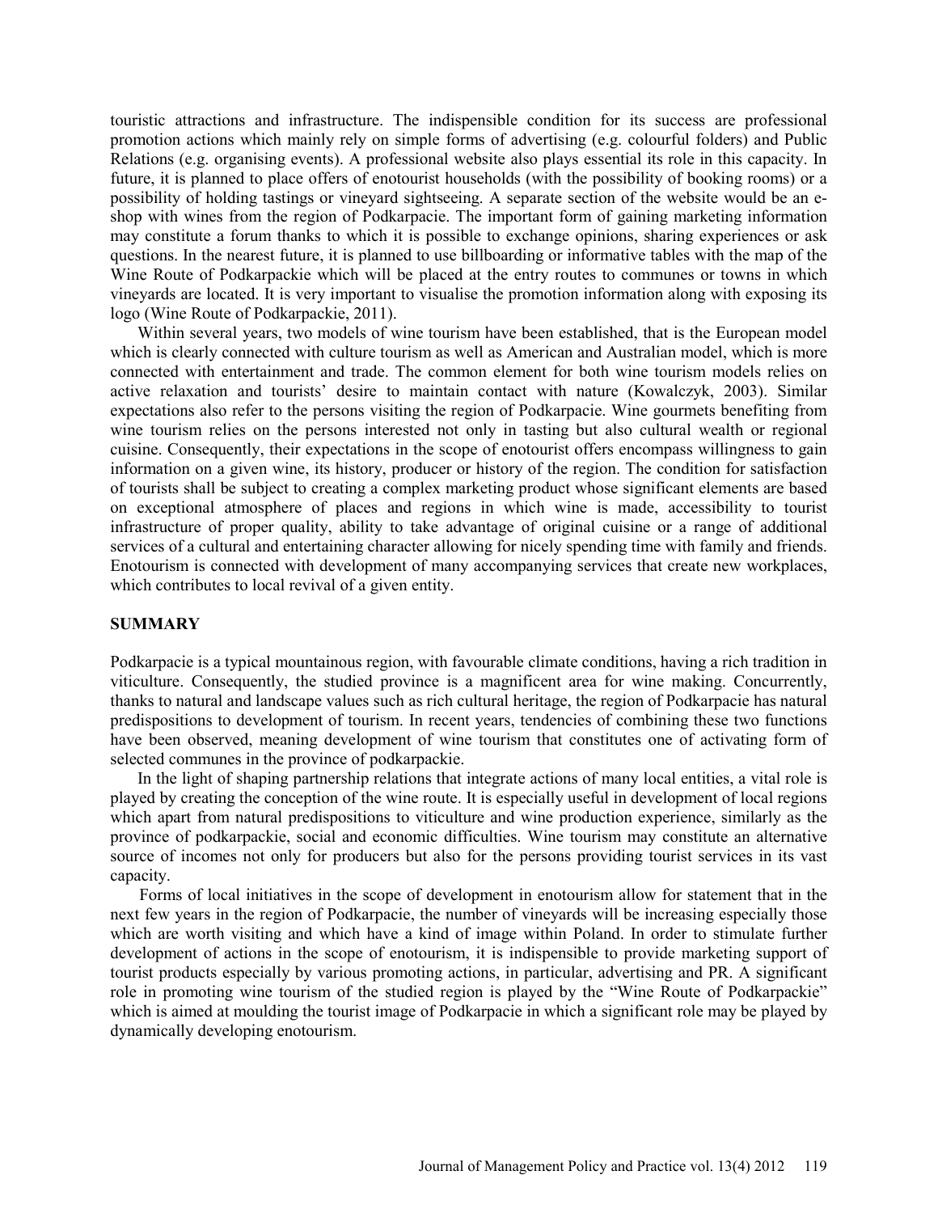touristic attractions and infrastructure. The indispensible condition for its success are professional promotion actions which mainly rely on simple forms of advertising (e.g. colourful folders) and Public Relations (e.g. organising events). A professional website also plays essential its role in this capacity. In future, it is planned to place offers of enotourist households (with the possibility of booking rooms) or a possibility of holding tastings or vineyard sightseeing. A separate section of the website would be an e-shop with wines from the region of Podkarpacie. The important form of gaining marketing information may constitute a forum thanks to which it is possible to exchange opinions, sharing experiences or ask questions. In the nearest future, it is planned to use billboarding or informative tables with the map of the Wine Route of Podkarpackie which will be placed at the entry routes to communes or towns in which vineyards are located. It is very important to visualise the promotion information along with exposing its logo (Wine Route of Podkarpackie, 2011).

Within several years, two models of wine tourism have been established, that is the European model which is clearly connected with culture tourism as well as American and Australian model, which is more connected with entertainment and trade. The common element for both wine tourism models relies on active relaxation and tourists' desire to maintain contact with nature (Kowalczyk, 2003). Similar expectations also refer to the persons visiting the region of Podkarpacie. Wine gourmets benefiting from wine tourism relies on the persons interested not only in tasting but also cultural wealth or regional cuisine. Consequently, their expectations in the scope of enotourist offers encompass willingness to gain information on a given wine, its history, producer or history of the region. The condition for satisfaction of tourists shall be subject to creating a complex marketing product whose significant elements are based on exceptional atmosphere of places and regions in which wine is made, accessibility to tourist infrastructure of proper quality, ability to take advantage of original cuisine or a range of additional services of a cultural and entertaining character allowing for nicely spending time with family and friends. Enotourism is connected with development of many accompanying services that create new workplaces, which contributes to local revival of a given entity.

## SUMMARY

Podkarpacie is a typical mountainous region, with favourable climate conditions, having a rich tradition in viticulture. Consequently, the studied province is a magnificent area for wine making. Concurrently, thanks to natural and landscape values such as rich cultural heritage, the region of Podkarpacie has natural predispositions to development of tourism. In recent years, tendencies of combining these two functions have been observed, meaning development of wine tourism that constitutes one of activating form of selected communes in the province of podkarpackie.

In the light of shaping partnership relations that integrate actions of many local entities, a vital role is played by creating the conception of the wine route. It is especially useful in development of local regions which apart from natural predispositions to viticulture and wine production experience, similarly as the province of podkarpackie, social and economic difficulties. Wine tourism may constitute an alternative source of incomes not only for producers but also for the persons providing tourist services in its vast capacity.

Forms of local initiatives in the scope of development in enotourism allow for statement that in the next few years in the region of Podkarpacie, the number of vineyards will be increasing especially those which are worth visiting and which have a kind of image within Poland. In order to stimulate further development of actions in the scope of enotourism, it is indispensible to provide marketing support of tourist products especially by various promoting actions, in particular, advertising and PR. A significant role in promoting wine tourism of the studied region is played by the "Wine Route of Podkarpackie" which is aimed at moulding the tourist image of Podkarpacie in which a significant role may be played by dynamically developing enotourism.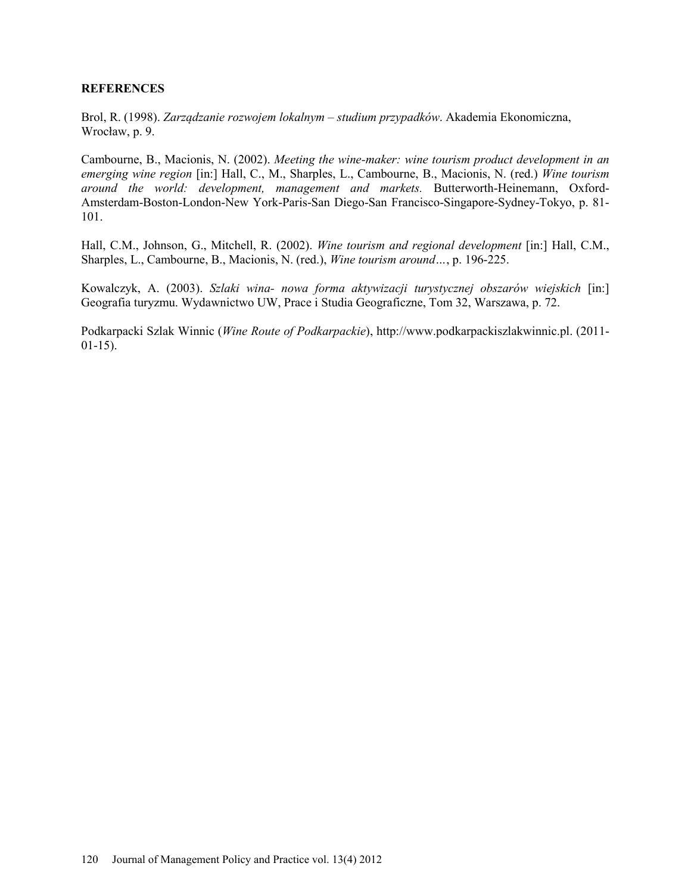## REFERENCES

Brol, R. (1998). *Zarządzanie rozwojem lokalnym – studium przypadków*. Akademia Ekonomiczna, Wrocław, p. 9.

Cambourne, B., Macionis, N. (2002). *Meeting the wine-maker: wine tourism product development in an emerging wine region* [in:] Hall, C., M., Sharples, L., Cambourne, B., Macionis, N. (red.) *Wine tourism around the world: development, management and markets.* Butterworth-Heinemann, Oxford-Amsterdam-Boston-London-New York-Paris-San Diego-San Francisco-Singapore-Sydney-Tokyo, p. 81-101.

Hall, C.M., Johnson, G., Mitchell, R. (2002). *Wine tourism and regional development* [in:] Hall, C.M., Sharples, L., Cambourne, B., Macionis, N. (red.), *Wine tourism around…*, p. 196-225.

Kowalczyk, A. (2003). *Szlaki wina- nowa forma aktywizacji turystycznej obszarów wiejskich* [in:] Geografia turyzmu. Wydawnictwo UW, Prace i Studia Geograficzne, Tom 32, Warszawa, p. 72.

Podkarpacki Szlak Winnic (*Wine Route of Podkarpackie*), http://www.podkarpackiszlakwinnic.pl. (2011-01-15).